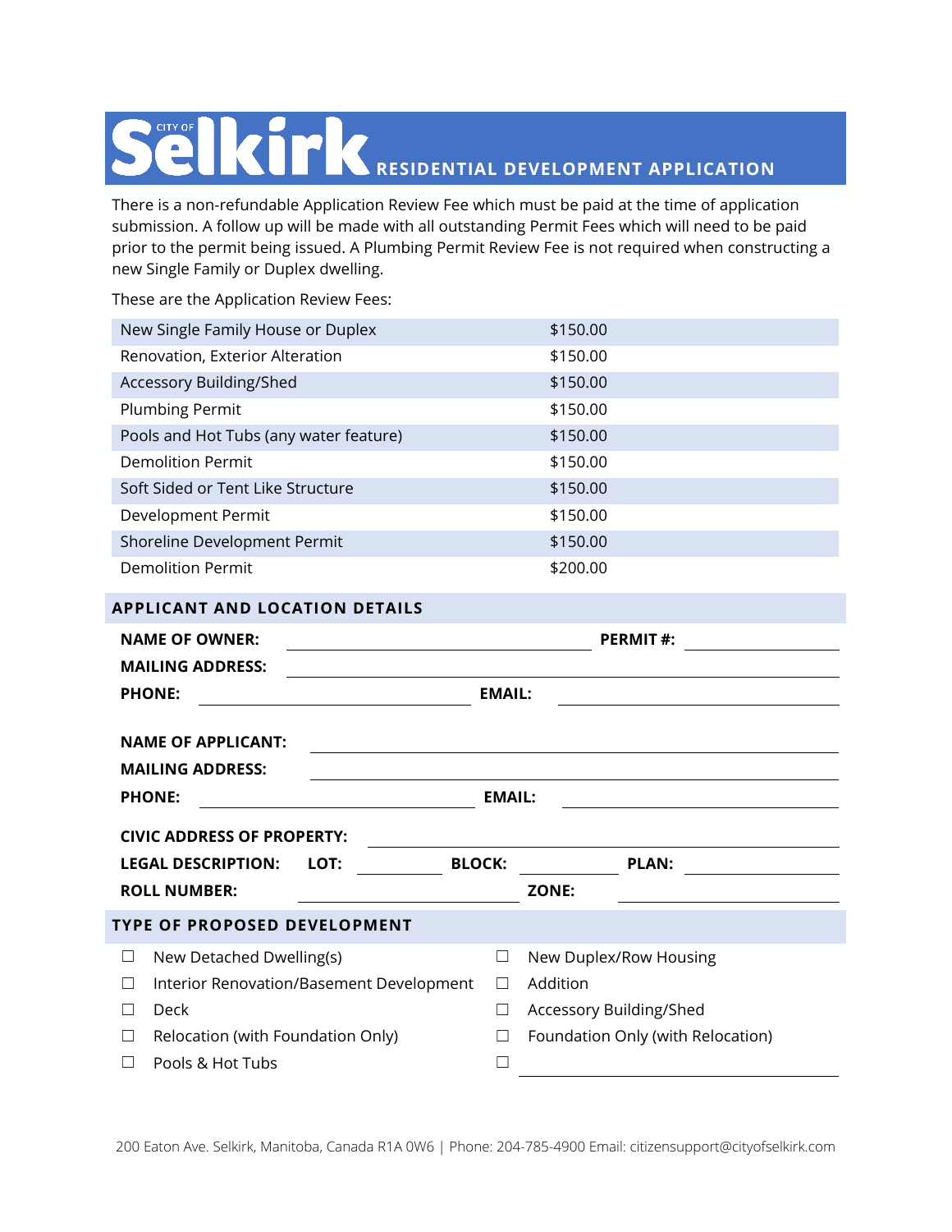# City of Selkirk RESIDENTIAL DEVELOPMENT APPLICATION

There is a non-refundable Application Review Fee which must be paid at the time of application submission. A follow up will be made with all outstanding Permit Fees which will need to be paid prior to the permit being issued. A Plumbing Permit Review Fee is not required when constructing a new Single Family or Duplex dwelling.

These are the Application Review Fees:

| | |
|---|---|
| New Single Family House or Duplex | $150.00 |
| Renovation, Exterior Alteration | $150.00 |
| Accessory Building/Shed | $150.00 |
| Plumbing Permit | $150.00 |
| Pools and Hot Tubs (any water feature) | $150.00 |
| Demolition Permit | $150.00 |
| Soft Sided or Tent Like Structure | $150.00 |
| Development Permit | $150.00 |
| Shoreline Development Permit | $150.00 |
| Demolition Permit | $200.00 |

## APPLICANT AND LOCATION DETAILS

**NAME OF OWNER:** ____________________ **PERMIT #:** __________

**MAILING ADDRESS:** ____________________

**PHONE:** ____________________ **EMAIL:** ____________________

**NAME OF APPLICANT:** ____________________

**MAILING ADDRESS:** ____________________

**PHONE:** ____________________ **EMAIL:** ____________________

**CIVIC ADDRESS OF PROPERTY:** ____________________

**LEGAL DESCRIPTION:** **LOT:** __________ **BLOCK:** __________ **PLAN:** __________

**ROLL NUMBER:** ____________________ **ZONE:** ____________________

## TYPE OF PROPOSED DEVELOPMENT

- ☐ New Detached Dwelling(s)
- ☐ Interior Renovation/Basement Development
- ☐ Deck
- ☐ Relocation (with Foundation Only)
- ☐ Pools & Hot Tubs
- ☐ New Duplex/Row Housing
- ☐ Addition
- ☐ Accessory Building/Shed
- ☐ Foundation Only (with Relocation)
- ☐ ____________________

200 Eaton Ave. Selkirk, Manitoba, Canada R1A 0W6 | Phone: 204-785-4900 Email: citizensupport@cityofselkirk.com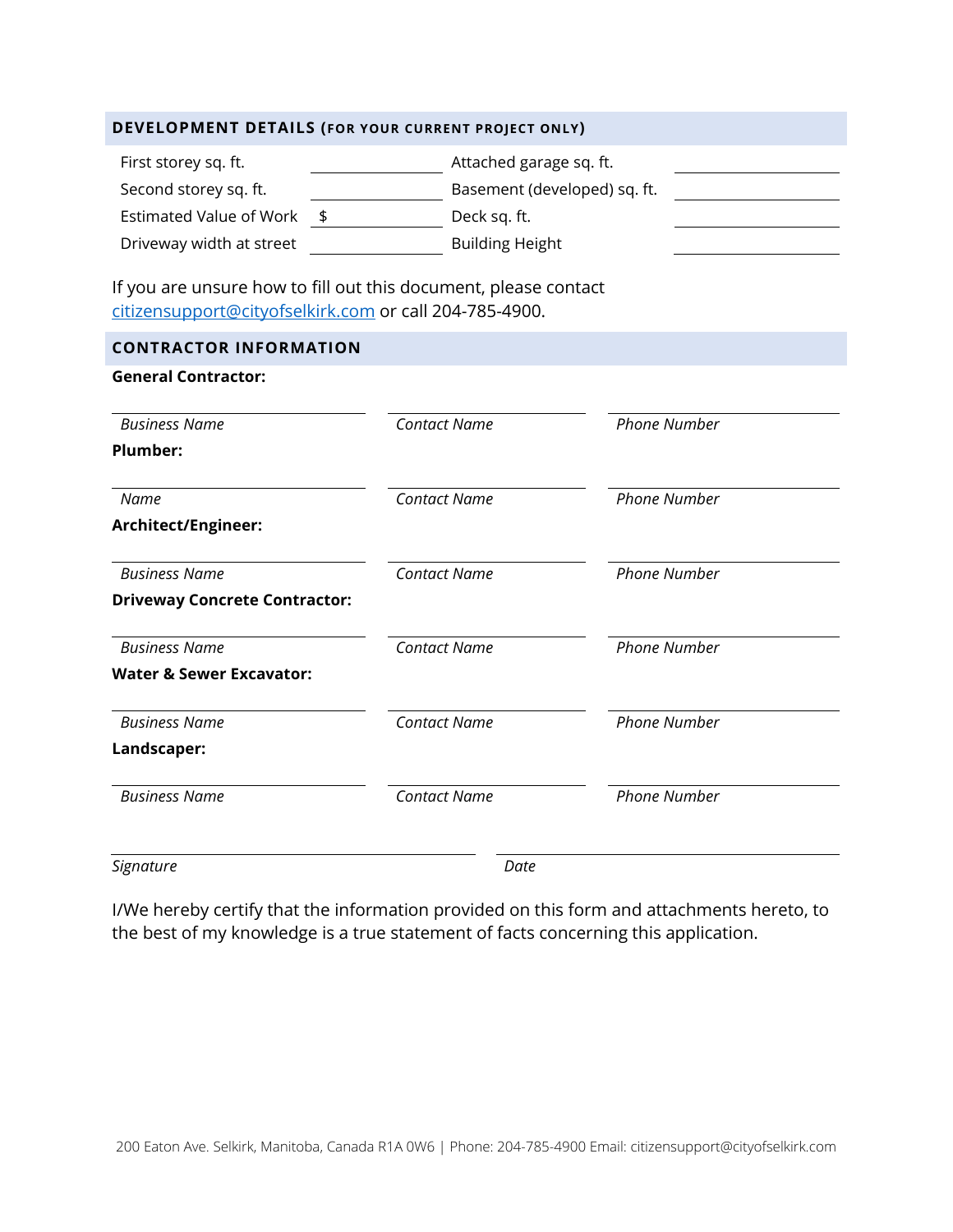## DEVELOPMENT DETAILS (FOR YOUR CURRENT PROJECT ONLY)

| | | | |
|---|---|---|---|
| First storey sq. ft. | | Attached garage sq. ft. | |
| Second storey sq. ft. | | Basement (developed) sq. ft. | |
| Estimated Value of Work | $ | Deck sq. ft. | |
| Driveway width at street | | Building Height | |

If you are unsure how to fill out this document, please contact citizensupport@cityofselkirk.com or call 204-785-4900.

## CONTRACTOR INFORMATION

**General Contractor:**

| | | |
|---|---|---|
| *Business Name* | *Contact Name* | *Phone Number* |

**Plumber:**

| | | |
|---|---|---|
| *Name* | *Contact Name* | *Phone Number* |

**Architect/Engineer:**

| | | |
|---|---|---|
| *Business Name* | *Contact Name* | *Phone Number* |

**Driveway Concrete Contractor:**

| | | |
|---|---|---|
| *Business Name* | *Contact Name* | *Phone Number* |

**Water & Sewer Excavator:**

| | | |
|---|---|---|
| *Business Name* | *Contact Name* | *Phone Number* |

**Landscaper:**

| | | |
|---|---|---|
| *Business Name* | *Contact Name* | *Phone Number* |

| | |
|---|---|
| *Signature* | *Date* |

I/We hereby certify that the information provided on this form and attachments hereto, to the best of my knowledge is a true statement of facts concerning this application.

200 Eaton Ave. Selkirk, Manitoba, Canada R1A 0W6 | Phone: 204-785-4900 Email: citizensupport@cityofselkirk.com